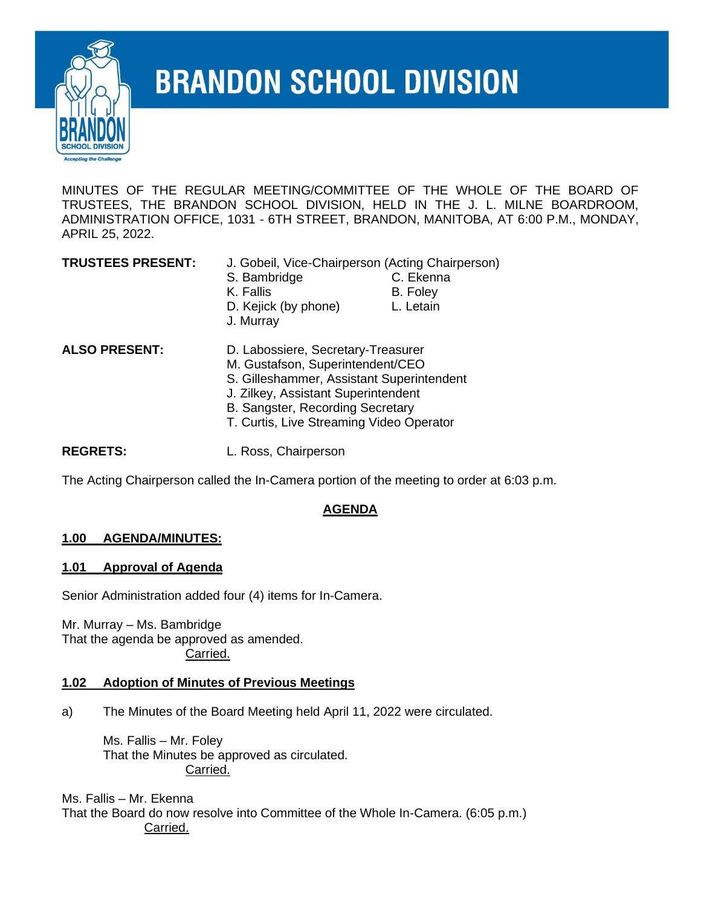# BRANDON SCHOOL DIVISION

MINUTES OF THE REGULAR MEETING/COMMITTEE OF THE WHOLE OF THE BOARD OF TRUSTEES, THE BRANDON SCHOOL DIVISION, HELD IN THE J. L. MILNE BOARDROOM, ADMINISTRATION OFFICE, 1031 - 6TH STREET, BRANDON, MANITOBA, AT 6:00 P.M., MONDAY, APRIL 25, 2022.

**TRUSTEES PRESENT:** J. Gobeil, Vice-Chairperson (Acting Chairperson)
S. Bambridge
C. Ekenna
K. Fallis
B. Foley
D. Kejick (by phone)
L. Letain
J. Murray

**ALSO PRESENT:** D. Labossiere, Secretary-Treasurer
M. Gustafson, Superintendent/CEO
S. Gilleshammer, Assistant Superintendent
J. Zilkey, Assistant Superintendent
B. Sangster, Recording Secretary
T. Curtis, Live Streaming Video Operator

**REGRETS:** L. Ross, Chairperson

The Acting Chairperson called the In-Camera portion of the meeting to order at 6:03 p.m.

## AGENDA

### 1.00 AGENDA/MINUTES:

### 1.01 Approval of Agenda

Senior Administration added four (4) items for In-Camera.

Mr. Murray – Ms. Bambridge
That the agenda be approved as amended.
Carried.

### 1.02 Adoption of Minutes of Previous Meetings

a) The Minutes of the Board Meeting held April 11, 2022 were circulated.

Ms. Fallis – Mr. Foley
That the Minutes be approved as circulated.
Carried.

Ms. Fallis – Mr. Ekenna
That the Board do now resolve into Committee of the Whole In-Camera. (6:05 p.m.)
Carried.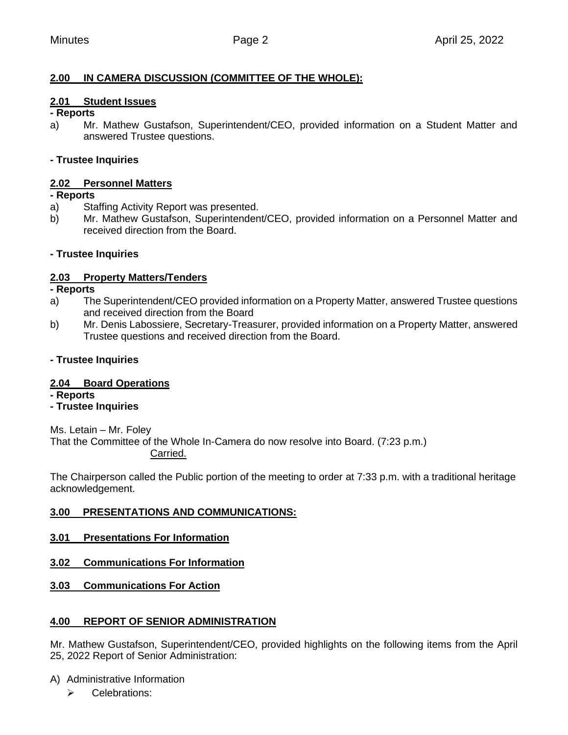## 2.00 IN CAMERA DISCUSSION (COMMITTEE OF THE WHOLE):

### 2.01 Student Issues

**- Reports**

a) Mr. Mathew Gustafson, Superintendent/CEO, provided information on a Student Matter and answered Trustee questions.

**- Trustee Inquiries**

### 2.02 Personnel Matters

**- Reports**

a) Staffing Activity Report was presented.

b) Mr. Mathew Gustafson, Superintendent/CEO, provided information on a Personnel Matter and received direction from the Board.

**- Trustee Inquiries**

### 2.03 Property Matters/Tenders

**- Reports**

a) The Superintendent/CEO provided information on a Property Matter, answered Trustee questions and received direction from the Board

b) Mr. Denis Labossiere, Secretary-Treasurer, provided information on a Property Matter, answered Trustee questions and received direction from the Board.

**- Trustee Inquiries**

### 2.04 Board Operations

**- Reports**

**- Trustee Inquiries**

Ms. Letain – Mr. Foley
That the Committee of the Whole In-Camera do now resolve into Board. (7:23 p.m.)
Carried.

The Chairperson called the Public portion of the meeting to order at 7:33 p.m. with a traditional heritage acknowledgement.

## 3.00 PRESENTATIONS AND COMMUNICATIONS:

### 3.01 Presentations For Information

### 3.02 Communications For Information

### 3.03 Communications For Action

## 4.00 REPORT OF SENIOR ADMINISTRATION

Mr. Mathew Gustafson, Superintendent/CEO, provided highlights on the following items from the April 25, 2022 Report of Senior Administration:

A) Administrative Information
- Celebrations: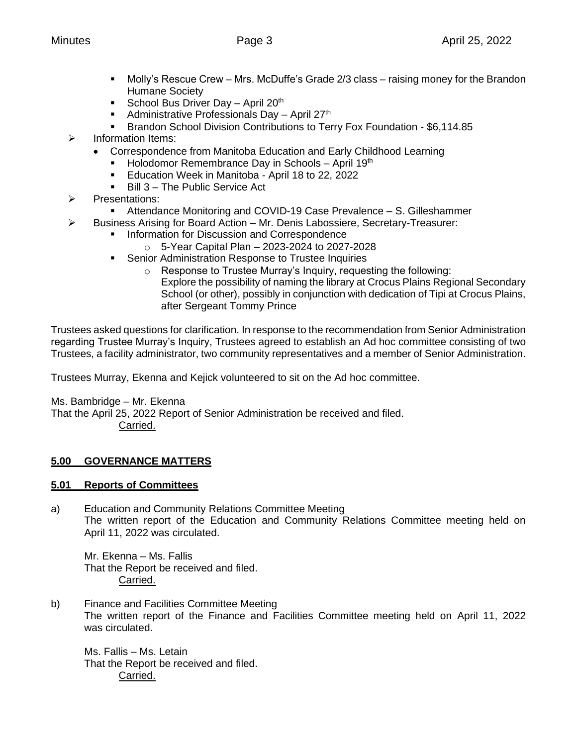- Molly's Rescue Crew – Mrs. McDuffe's Grade 2/3 class – raising money for the Brandon Humane Society
    - School Bus Driver Day – April 20th
    - Administrative Professionals Day – April 27th
    - Brandon School Division Contributions to Terry Fox Foundation - $6,114.85
- Information Items:
  - Correspondence from Manitoba Education and Early Childhood Learning
    - Holodomor Remembrance Day in Schools – April 19th
    - Education Week in Manitoba - April 18 to 22, 2022
    - Bill 3 – The Public Service Act
- Presentations:
    - Attendance Monitoring and COVID-19 Case Prevalence – S. Gilleshammer
- Business Arising for Board Action – Mr. Denis Labossiere, Secretary-Treasurer:
    - Information for Discussion and Correspondence
      - 5-Year Capital Plan – 2023-2024 to 2027-2028
    - Senior Administration Response to Trustee Inquiries
      - Response to Trustee Murray's Inquiry, requesting the following: Explore the possibility of naming the library at Crocus Plains Regional Secondary School (or other), possibly in conjunction with dedication of Tipi at Crocus Plains, after Sergeant Tommy Prince

Trustees asked questions for clarification. In response to the recommendation from Senior Administration regarding Trustee Murray's Inquiry, Trustees agreed to establish an Ad hoc committee consisting of two Trustees, a facility administrator, two community representatives and a member of Senior Administration.

Trustees Murray, Ekenna and Kejick volunteered to sit on the Ad hoc committee.

Ms. Bambridge – Mr. Ekenna
That the April 25, 2022 Report of Senior Administration be received and filed.
Carried.

## 5.00 GOVERNANCE MATTERS

### 5.01 Reports of Committees

a) Education and Community Relations Committee Meeting
The written report of the Education and Community Relations Committee meeting held on April 11, 2022 was circulated.

Mr. Ekenna – Ms. Fallis
That the Report be received and filed.
Carried.

b) Finance and Facilities Committee Meeting
The written report of the Finance and Facilities Committee meeting held on April 11, 2022 was circulated.

Ms. Fallis – Ms. Letain
That the Report be received and filed.
Carried.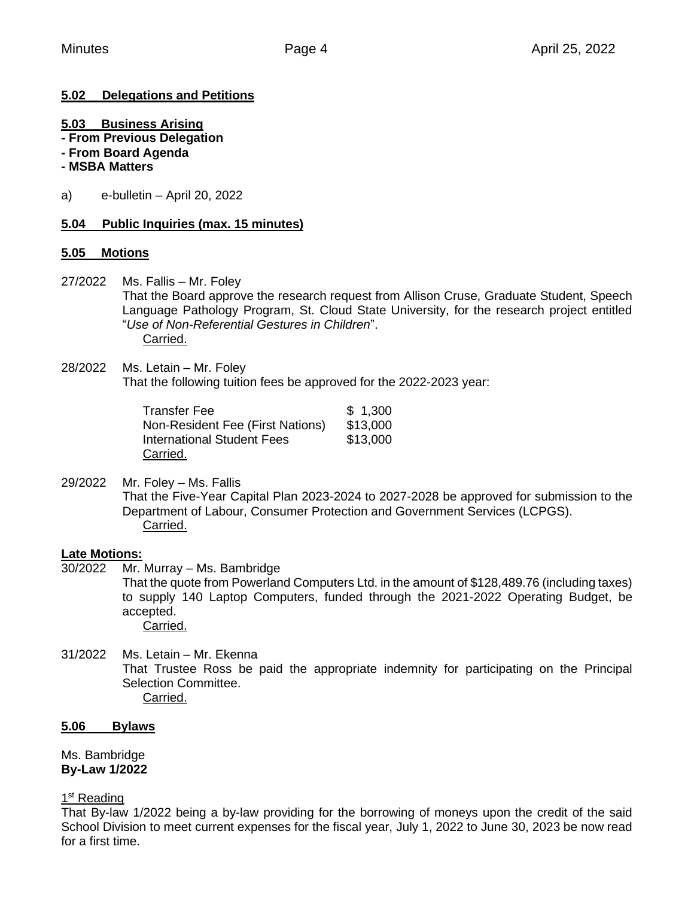## 5.02 Delegations and Petitions

## 5.03 Business Arising

**- From Previous Delegation**
**- From Board Agenda**
**- MSBA Matters**

a) e-bulletin – April 20, 2022

## 5.04 Public Inquiries (max. 15 minutes)

## 5.05 Motions

27/2022 Ms. Fallis – Mr. Foley
That the Board approve the research request from Allison Cruse, Graduate Student, Speech Language Pathology Program, St. Cloud State University, for the research project entitled "*Use of Non-Referential Gestures in Children*".
Carried.

28/2022 Ms. Letain – Mr. Foley
That the following tuition fees be approved for the 2022-2023 year:

| | |
|---|---|
| Transfer Fee | $ 1,300 |
| Non-Resident Fee (First Nations) | $13,000 |
| International Student Fees | $13,000 |

Carried.

29/2022 Mr. Foley – Ms. Fallis
That the Five-Year Capital Plan 2023-2024 to 2027-2028 be approved for submission to the Department of Labour, Consumer Protection and Government Services (LCPGS).
Carried.

**Late Motions:**

30/2022 Mr. Murray – Ms. Bambridge
That the quote from Powerland Computers Ltd. in the amount of $128,489.76 (including taxes) to supply 140 Laptop Computers, funded through the 2021-2022 Operating Budget, be accepted.
Carried.

31/2022 Ms. Letain – Mr. Ekenna
That Trustee Ross be paid the appropriate indemnity for participating on the Principal Selection Committee.
Carried.

## 5.06 Bylaws

Ms. Bambridge
**By-Law 1/2022**

1st Reading

That By-law 1/2022 being a by-law providing for the borrowing of moneys upon the credit of the said School Division to meet current expenses for the fiscal year, July 1, 2022 to June 30, 2023 be now read for a first time.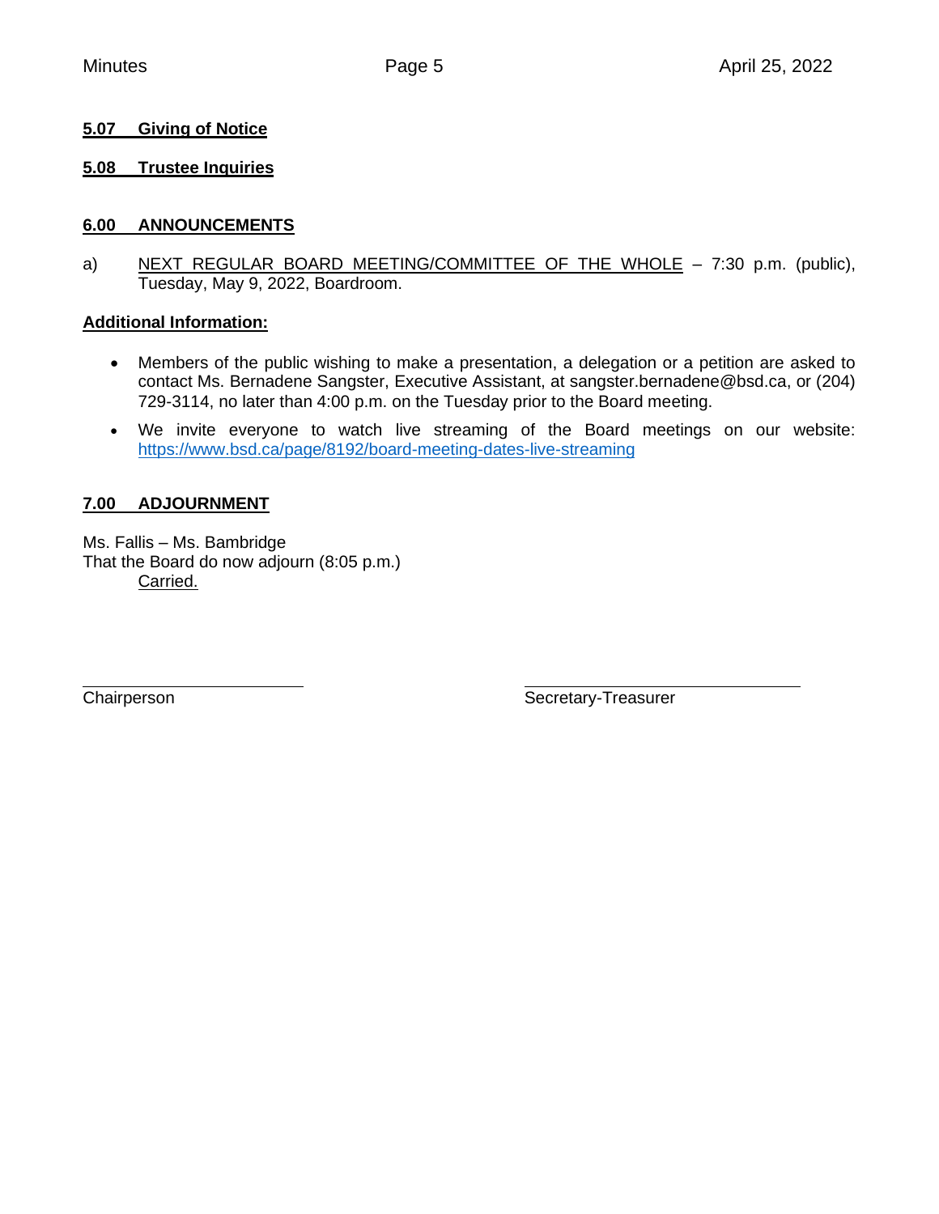**5.07 Giving of Notice**

**5.08 Trustee Inquiries**

## 6.00 ANNOUNCEMENTS

a) NEXT REGULAR BOARD MEETING/COMMITTEE OF THE WHOLE – 7:30 p.m. (public), Tuesday, May 9, 2022, Boardroom.

**Additional Information:**

- Members of the public wishing to make a presentation, a delegation or a petition are asked to contact Ms. Bernadene Sangster, Executive Assistant, at sangster.bernadene@bsd.ca, or (204) 729-3114, no later than 4:00 p.m. on the Tuesday prior to the Board meeting.
- We invite everyone to watch live streaming of the Board meetings on our website: https://www.bsd.ca/page/8192/board-meeting-dates-live-streaming

## 7.00 ADJOURNMENT

Ms. Fallis – Ms. Bambridge
That the Board do now adjourn (8:05 p.m.)
Carried.

Chairperson

Secretary-Treasurer